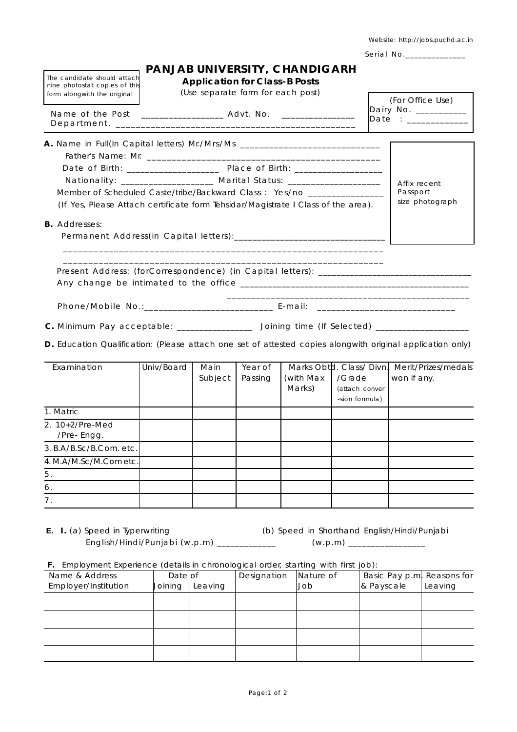Website: http://jobs.puchd.ac.in

Serial No.______________

The candidate should attach nine photostat copies of this form alongwith the original

# PANJAB UNIVERSITY, CHANDIGARH

**Application for Class-B Posts**

(Use separate form for each post)

(For Office Use)
Dairy No. ___________
Date : _____________

Name of the Post _________________ Advt. No. _______________
Department. _______________________________________________

Affix recent Passport size photograph

**A.** Name in Full(In Capital letters) Mr./Mrs/Ms ____________________________

Father's Name: Mr. _______________________________________________

Date of Birth: ___________________ Place of Birth: __________________

Nationality: ___________________ Marital Status: ___________________

Member of Scheduled Caste/tribe/Backward Class : Yes/no _______________

(If Yes, Please Attach certificate form Tehsidar/Magistrate I Class of the area).

**B.** Addresses:

Permanent Address(in Capital letters):________________________________

_________________________________________________________________

_________________________________________________________________

Present Address: (forCorrespondence) (in Capital letters): ______________________________

Any change be intimated to the office __________________________________________________

__________________________________________________

Phone/Mobile No.:__________________________ E-mail: ____________________________

**C.** Minimum Pay acceptable: ________________ Joining time (If Selected) ___________________

**D.** Education Qualification: (Please attach one set of attested copies alongwith original application only)

| Examination | Univ/Board | Main Subject | Year of Passing | Marks Obtd. (with Max Marks) | Class/ Divn. /Grade (attach conver -sion formula) | Merit/Prizes/medals won if any. |
|---|---|---|---|---|---|---|
| 1. Matric | | | | | | |
| 2. 10+2/Pre-Med /Pre- Engg. | | | | | | |
| 3. B.A/B.Sc/B.Com. etc. | | | | | | |
| 4. M.A/M.Sc/M.Com etc. | | | | | | |
| 5. | | | | | | |
| 6. | | | | | | |
| 7. | | | | | | |

**E. I.** (a) Speed in Typerwriting English/Hindi/Punjabi (w.p.m) _____________

(b) Speed in Shorthand English/Hindi/Punjabi (w.p.m) ________________

**F.** Employment Experience (details in chronological order, starting with first job):

| Name & Address Employer/Institution | Date of Joining | Date of Leaving | Designation | Nature of Job | Basic Pay p.m. & Payscale | Reasons for Leaving |
|---|---|---|---|---|---|---|
| | | | | | | |
| | | | | | | |
| | | | | | | |
| | | | | | | |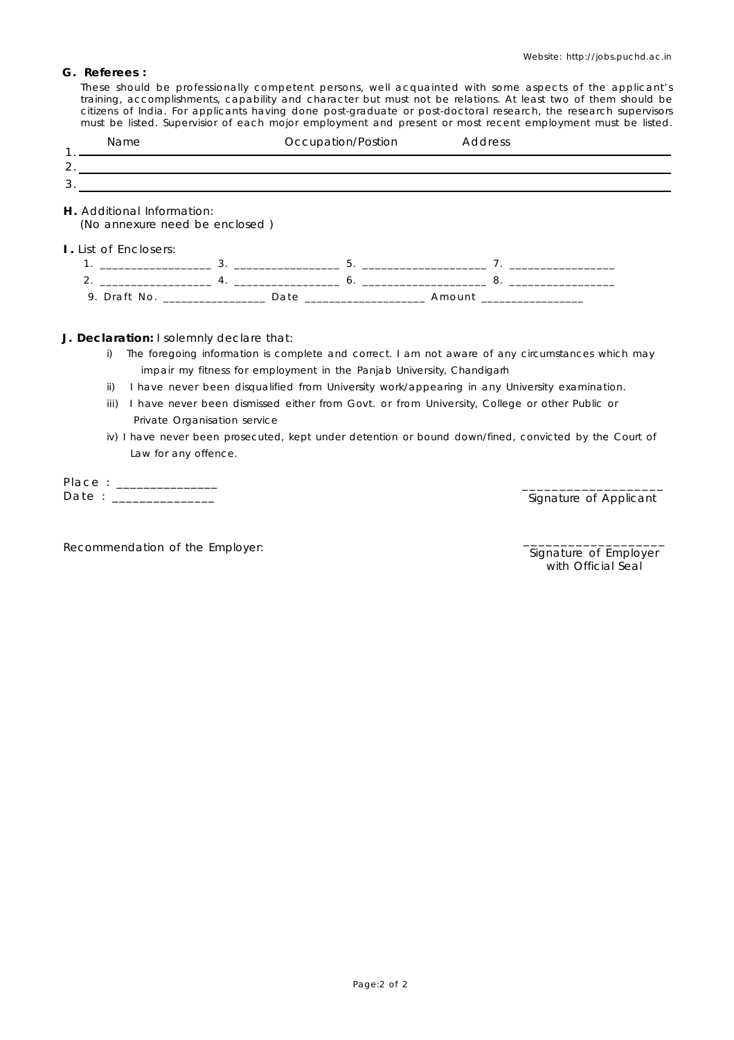**G. Referees :**

These should be professionally competent persons, well acquainted with some aspects of the applicant's training, accomplishments, capability and character but must not be relations. At least two of them should be citizens of India. For applicants having done post-graduate or post-doctoral research, the research supervisors must be listed. Supervisior of each mojor employment and present or most recent employment must be listed.

| | Name | Occupation/Postion | Address |
|---|---|---|---|
| 1. | | | |
| 2. | | | |
| 3. | | | |

**H.** Additional Information:
(No annexure need be enclosed )

**I .** List of Enclosers:

1. __________________ 3. _________________ 5. ____________________ 7. _________________
2. __________________ 4. _________________ 6. ____________________ 8. _________________

9. Draft No. _________________ Date ____________________ Amount _________________

**J. Declaration:** I solemnly declare that:

i) The foregoing information is complete and correct. I am not aware of any circumstances which may impair my fitness for employment in the Panjab University, Chandigarh

ii) I have never been disqualified from University work/appearing in any University examination.

iii) I have never been dismissed either from Govt. or from University, College or other Public or Private Organisation service

iv) I have never been prosecuted, kept under detention or bound down/fined, convicted by the Court of Law for any offence.

Place : _______________

Date : _______________

___________________
Signature of Applicant

Recommendation of the Employer:

___________________
Signature of Employer with Official Seal